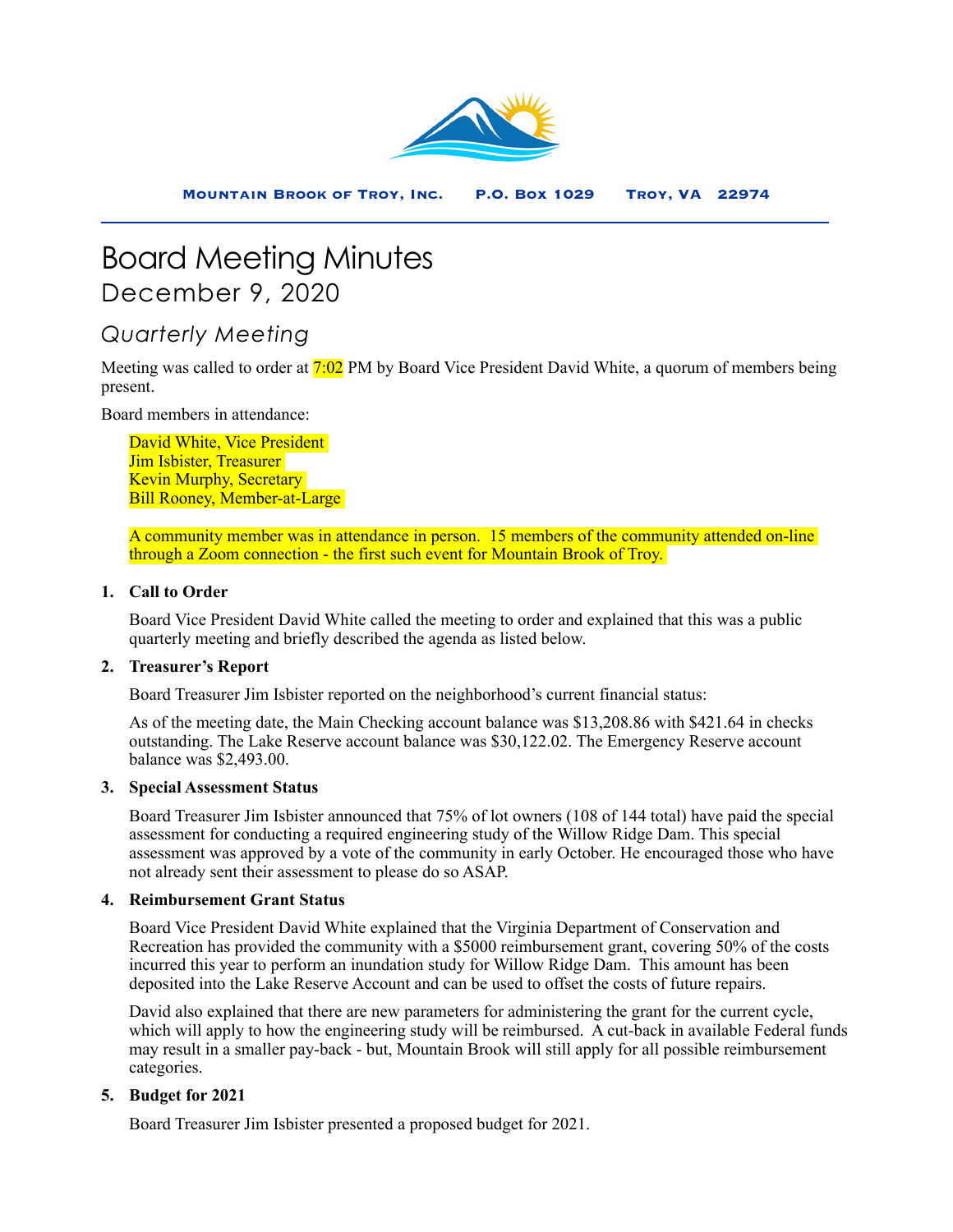**Mountain Brook of Troy, Inc.     P.O. Box 1029     Troy, VA  22974**

# Board Meeting Minutes

## December 9, 2020

### *Quarterly Meeting*

Meeting was called to order at 7:02 PM by Board Vice President David White, a quorum of members being present.

Board members in attendance:

David White, Vice President
Jim Isbister, Treasurer
Kevin Murphy, Secretary
Bill Rooney, Member-at-Large

A community member was in attendance in person. 15 members of the community attended on-line through a Zoom connection - the first such event for Mountain Brook of Troy.

1. **Call to Order**

   Board Vice President David White called the meeting to order and explained that this was a public quarterly meeting and briefly described the agenda as listed below.

2. **Treasurer's Report**

   Board Treasurer Jim Isbister reported on the neighborhood's current financial status:

   As of the meeting date, the Main Checking account balance was $13,208.86 with $421.64 in checks outstanding. The Lake Reserve account balance was $30,122.02. The Emergency Reserve account balance was $2,493.00.

3. **Special Assessment Status**

   Board Treasurer Jim Isbister announced that 75% of lot owners (108 of 144 total) have paid the special assessment for conducting a required engineering study of the Willow Ridge Dam. This special assessment was approved by a vote of the community in early October. He encouraged those who have not already sent their assessment to please do so ASAP.

4. **Reimbursement Grant Status**

   Board Vice President David White explained that the Virginia Department of Conservation and Recreation has provided the community with a $5000 reimbursement grant, covering 50% of the costs incurred this year to perform an inundation study for Willow Ridge Dam. This amount has been deposited into the Lake Reserve Account and can be used to offset the costs of future repairs.

   David also explained that there are new parameters for administering the grant for the current cycle, which will apply to how the engineering study will be reimbursed. A cut-back in available Federal funds may result in a smaller pay-back - but, Mountain Brook will still apply for all possible reimbursement categories.

5. **Budget for 2021**

   Board Treasurer Jim Isbister presented a proposed budget for 2021.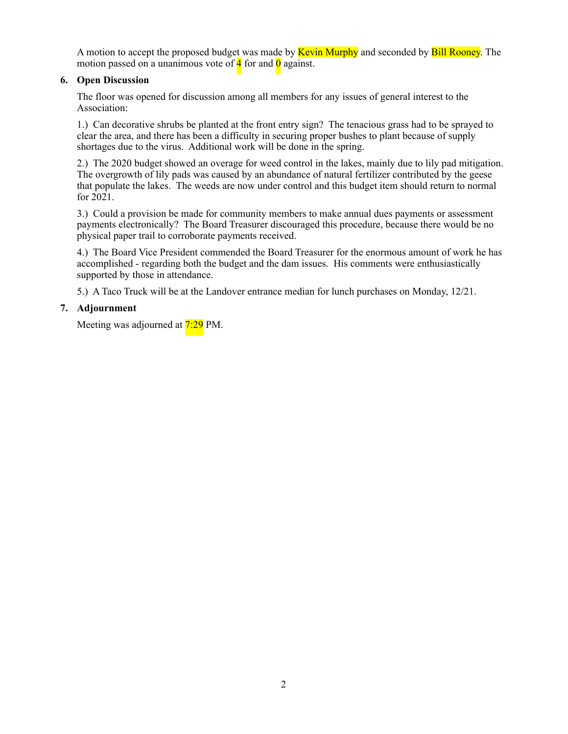A motion to accept the proposed budget was made by Kevin Murphy and seconded by Bill Rooney. The motion passed on a unanimous vote of 4 for and 0 against.

**6. Open Discussion**

The floor was opened for discussion among all members for any issues of general interest to the Association:

1.) Can decorative shrubs be planted at the front entry sign? The tenacious grass had to be sprayed to clear the area, and there has been a difficulty in securing proper bushes to plant because of supply shortages due to the virus. Additional work will be done in the spring.

2.) The 2020 budget showed an overage for weed control in the lakes, mainly due to lily pad mitigation. The overgrowth of lily pads was caused by an abundance of natural fertilizer contributed by the geese that populate the lakes. The weeds are now under control and this budget item should return to normal for 2021.

3.) Could a provision be made for community members to make annual dues payments or assessment payments electronically? The Board Treasurer discouraged this procedure, because there would be no physical paper trail to corroborate payments received.

4.) The Board Vice President commended the Board Treasurer for the enormous amount of work he has accomplished - regarding both the budget and the dam issues. His comments were enthusiastically supported by those in attendance.

5.) A Taco Truck will be at the Landover entrance median for lunch purchases on Monday, 12/21.

**7. Adjournment**

Meeting was adjourned at 7:29 PM.